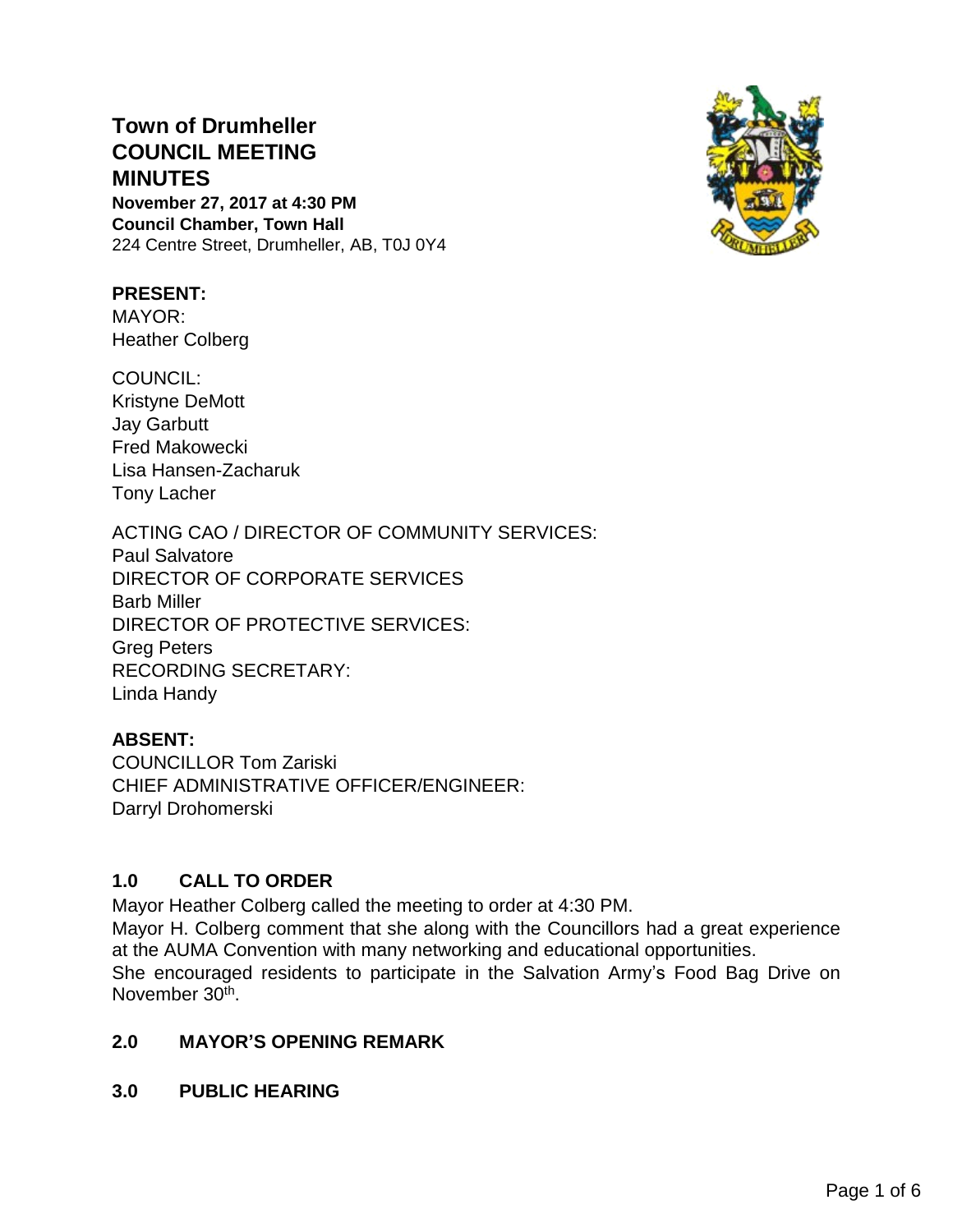# Town of Drumheller
# COUNCIL MEETING
# MINUTES

**November 27, 2017 at 4:30 PM**
**Council Chamber, Town Hall**
224 Centre Street, Drumheller, AB, T0J 0Y4

**PRESENT:**
MAYOR:
Heather Colberg

COUNCIL:
Kristyne DeMott
Jay Garbutt
Fred Makowecki
Lisa Hansen-Zacharuk
Tony Lacher

ACTING CAO / DIRECTOR OF COMMUNITY SERVICES:
Paul Salvatore
DIRECTOR OF CORPORATE SERVICES
Barb Miller
DIRECTOR OF PROTECTIVE SERVICES:
Greg Peters
RECORDING SECRETARY:
Linda Handy

**ABSENT:**
COUNCILLOR Tom Zariski
CHIEF ADMINISTRATIVE OFFICER/ENGINEER:
Darryl Drohomerski

## 1.0 CALL TO ORDER

Mayor Heather Colberg called the meeting to order at 4:30 PM.
Mayor H. Colberg comment that she along with the Councillors had a great experience at the AUMA Convention with many networking and educational opportunities.
She encouraged residents to participate in the Salvation Army's Food Bag Drive on November 30th.

## 2.0 MAYOR'S OPENING REMARK

## 3.0 PUBLIC HEARING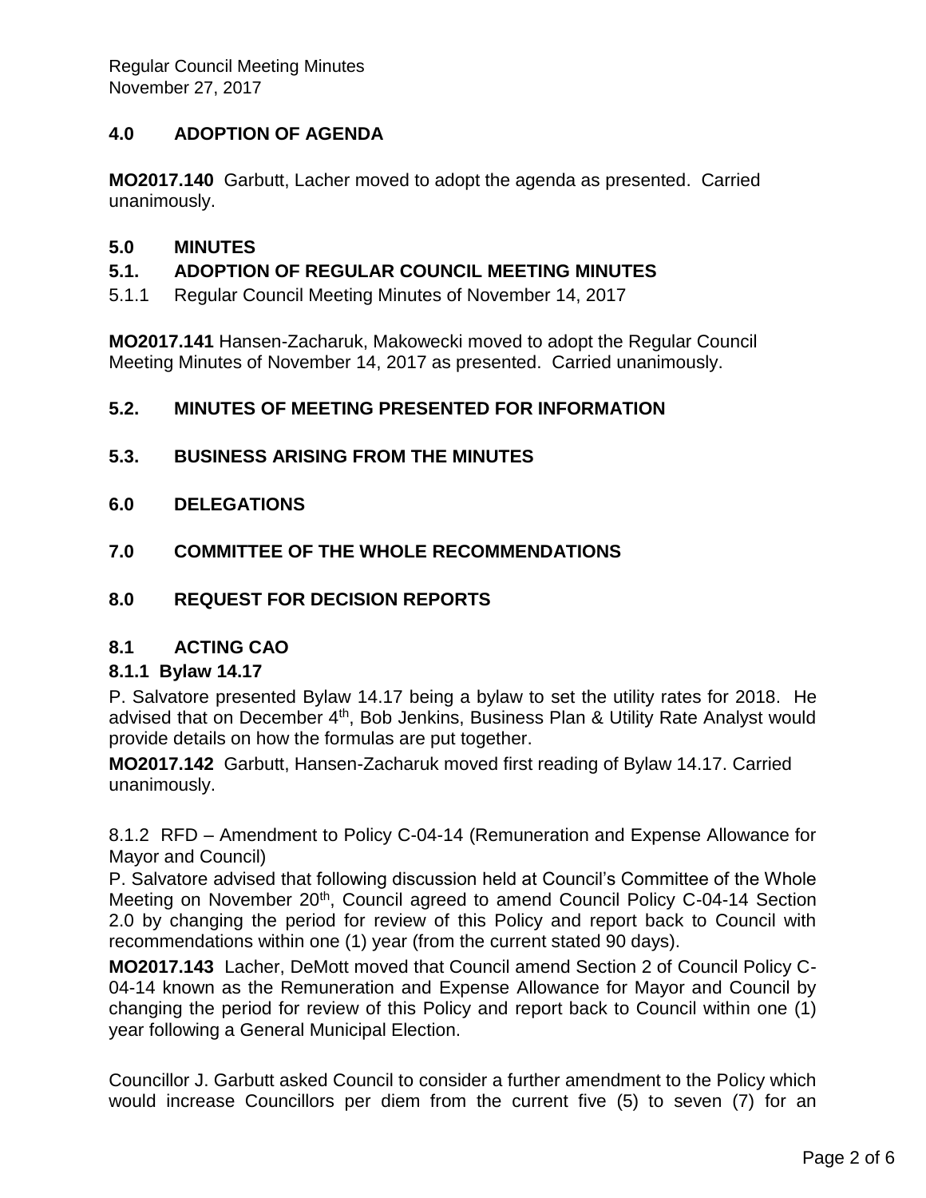## 4.0 ADOPTION OF AGENDA

**MO2017.140** Garbutt, Lacher moved to adopt the agenda as presented. Carried unanimously.

## 5.0 MINUTES

## 5.1. ADOPTION OF REGULAR COUNCIL MEETING MINUTES

5.1.1 Regular Council Meeting Minutes of November 14, 2017

**MO2017.141** Hansen-Zacharuk, Makowecki moved to adopt the Regular Council Meeting Minutes of November 14, 2017 as presented. Carried unanimously.

## 5.2. MINUTES OF MEETING PRESENTED FOR INFORMATION

## 5.3. BUSINESS ARISING FROM THE MINUTES

## 6.0 DELEGATIONS

## 7.0 COMMITTEE OF THE WHOLE RECOMMENDATIONS

## 8.0 REQUEST FOR DECISION REPORTS

## 8.1 ACTING CAO

### 8.1.1 Bylaw 14.17

P. Salvatore presented Bylaw 14.17 being a bylaw to set the utility rates for 2018. He advised that on December 4th, Bob Jenkins, Business Plan & Utility Rate Analyst would provide details on how the formulas are put together.

**MO2017.142** Garbutt, Hansen-Zacharuk moved first reading of Bylaw 14.17. Carried unanimously.

8.1.2 RFD – Amendment to Policy C-04-14 (Remuneration and Expense Allowance for Mayor and Council)

P. Salvatore advised that following discussion held at Council's Committee of the Whole Meeting on November 20th, Council agreed to amend Council Policy C-04-14 Section 2.0 by changing the period for review of this Policy and report back to Council with recommendations within one (1) year (from the current stated 90 days).

**MO2017.143** Lacher, DeMott moved that Council amend Section 2 of Council Policy C-04-14 known as the Remuneration and Expense Allowance for Mayor and Council by changing the period for review of this Policy and report back to Council within one (1) year following a General Municipal Election.

Councillor J. Garbutt asked Council to consider a further amendment to the Policy which would increase Councillors per diem from the current five (5) to seven (7) for an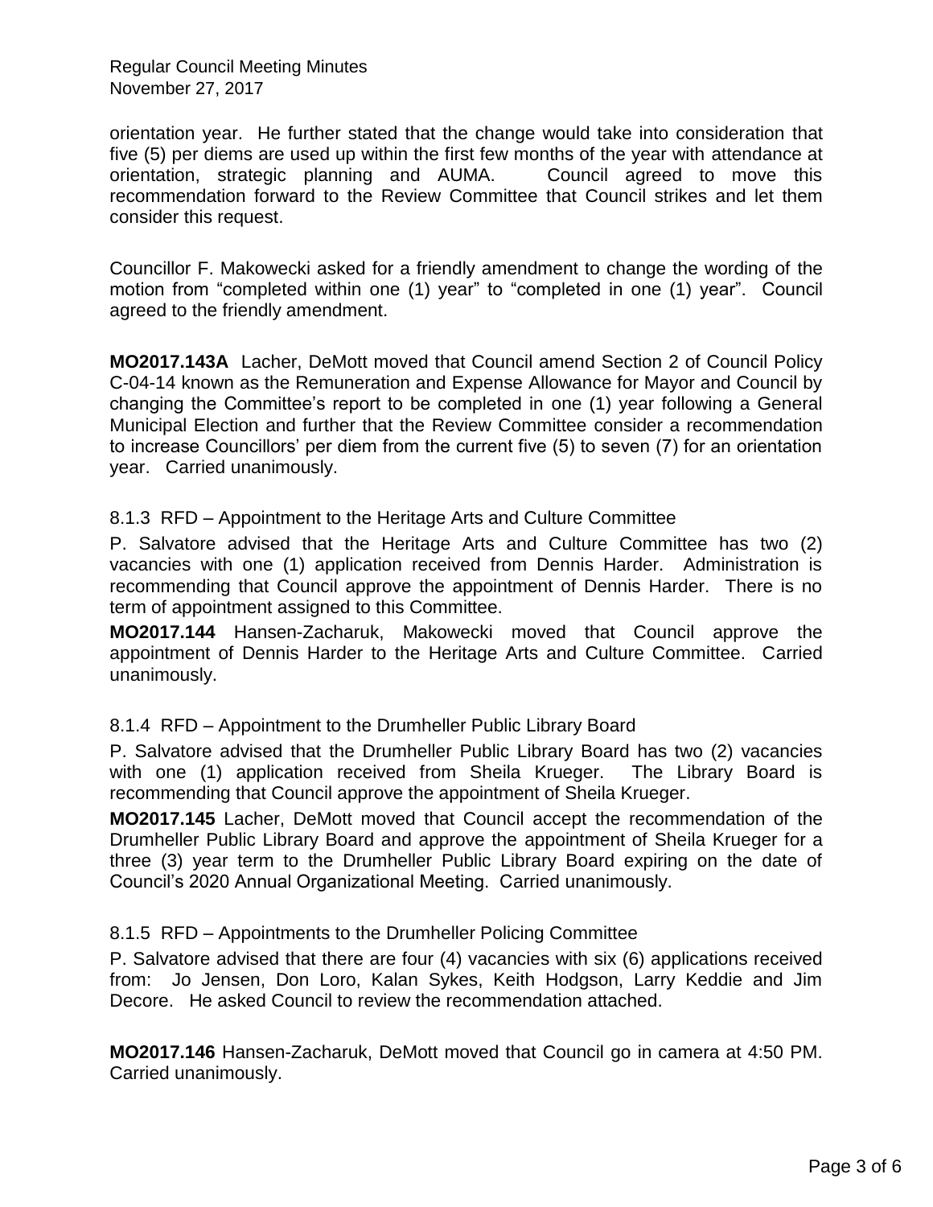orientation year. He further stated that the change would take into consideration that five (5) per diems are used up within the first few months of the year with attendance at orientation, strategic planning and AUMA. Council agreed to move this recommendation forward to the Review Committee that Council strikes and let them consider this request.

Councillor F. Makowecki asked for a friendly amendment to change the wording of the motion from "completed within one (1) year" to "completed in one (1) year". Council agreed to the friendly amendment.

**MO2017.143A** Lacher, DeMott moved that Council amend Section 2 of Council Policy C-04-14 known as the Remuneration and Expense Allowance for Mayor and Council by changing the Committee's report to be completed in one (1) year following a General Municipal Election and further that the Review Committee consider a recommendation to increase Councillors' per diem from the current five (5) to seven (7) for an orientation year. Carried unanimously.

8.1.3 RFD – Appointment to the Heritage Arts and Culture Committee

P. Salvatore advised that the Heritage Arts and Culture Committee has two (2) vacancies with one (1) application received from Dennis Harder. Administration is recommending that Council approve the appointment of Dennis Harder. There is no term of appointment assigned to this Committee.

**MO2017.144** Hansen-Zacharuk, Makowecki moved that Council approve the appointment of Dennis Harder to the Heritage Arts and Culture Committee. Carried unanimously.

8.1.4 RFD – Appointment to the Drumheller Public Library Board

P. Salvatore advised that the Drumheller Public Library Board has two (2) vacancies with one (1) application received from Sheila Krueger. The Library Board is recommending that Council approve the appointment of Sheila Krueger.

**MO2017.145** Lacher, DeMott moved that Council accept the recommendation of the Drumheller Public Library Board and approve the appointment of Sheila Krueger for a three (3) year term to the Drumheller Public Library Board expiring on the date of Council's 2020 Annual Organizational Meeting. Carried unanimously.

8.1.5 RFD – Appointments to the Drumheller Policing Committee

P. Salvatore advised that there are four (4) vacancies with six (6) applications received from: Jo Jensen, Don Loro, Kalan Sykes, Keith Hodgson, Larry Keddie and Jim Decore. He asked Council to review the recommendation attached.

**MO2017.146** Hansen-Zacharuk, DeMott moved that Council go in camera at 4:50 PM. Carried unanimously.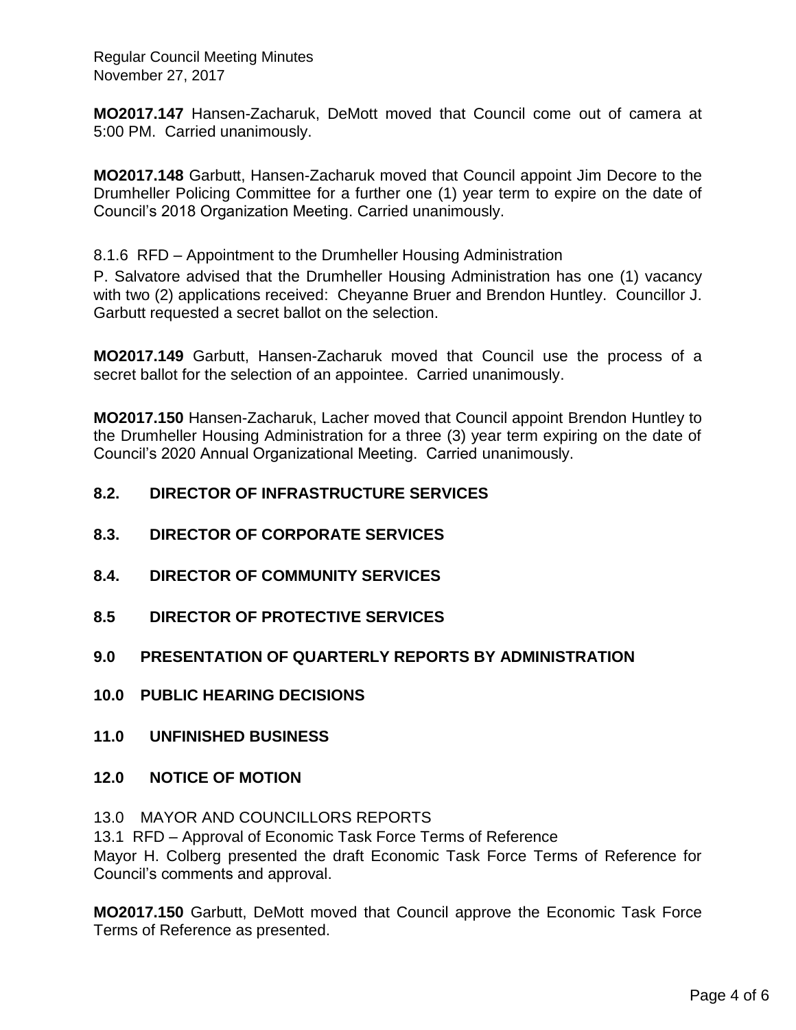**MO2017.147** Hansen-Zacharuk, DeMott moved that Council come out of camera at 5:00 PM. Carried unanimously.

**MO2017.148** Garbutt, Hansen-Zacharuk moved that Council appoint Jim Decore to the Drumheller Policing Committee for a further one (1) year term to expire on the date of Council's 2018 Organization Meeting. Carried unanimously.

8.1.6 RFD – Appointment to the Drumheller Housing Administration

P. Salvatore advised that the Drumheller Housing Administration has one (1) vacancy with two (2) applications received: Cheyanne Bruer and Brendon Huntley. Councillor J. Garbutt requested a secret ballot on the selection.

**MO2017.149** Garbutt, Hansen-Zacharuk moved that Council use the process of a secret ballot for the selection of an appointee. Carried unanimously.

**MO2017.150** Hansen-Zacharuk, Lacher moved that Council appoint Brendon Huntley to the Drumheller Housing Administration for a three (3) year term expiring on the date of Council's 2020 Annual Organizational Meeting. Carried unanimously.

**8.2. DIRECTOR OF INFRASTRUCTURE SERVICES**

**8.3. DIRECTOR OF CORPORATE SERVICES**

**8.4. DIRECTOR OF COMMUNITY SERVICES**

**8.5 DIRECTOR OF PROTECTIVE SERVICES**

**9.0 PRESENTATION OF QUARTERLY REPORTS BY ADMINISTRATION**

**10.0 PUBLIC HEARING DECISIONS**

**11.0 UNFINISHED BUSINESS**

**12.0 NOTICE OF MOTION**

13.0 MAYOR AND COUNCILLORS REPORTS

13.1 RFD – Approval of Economic Task Force Terms of Reference

Mayor H. Colberg presented the draft Economic Task Force Terms of Reference for Council's comments and approval.

**MO2017.150** Garbutt, DeMott moved that Council approve the Economic Task Force Terms of Reference as presented.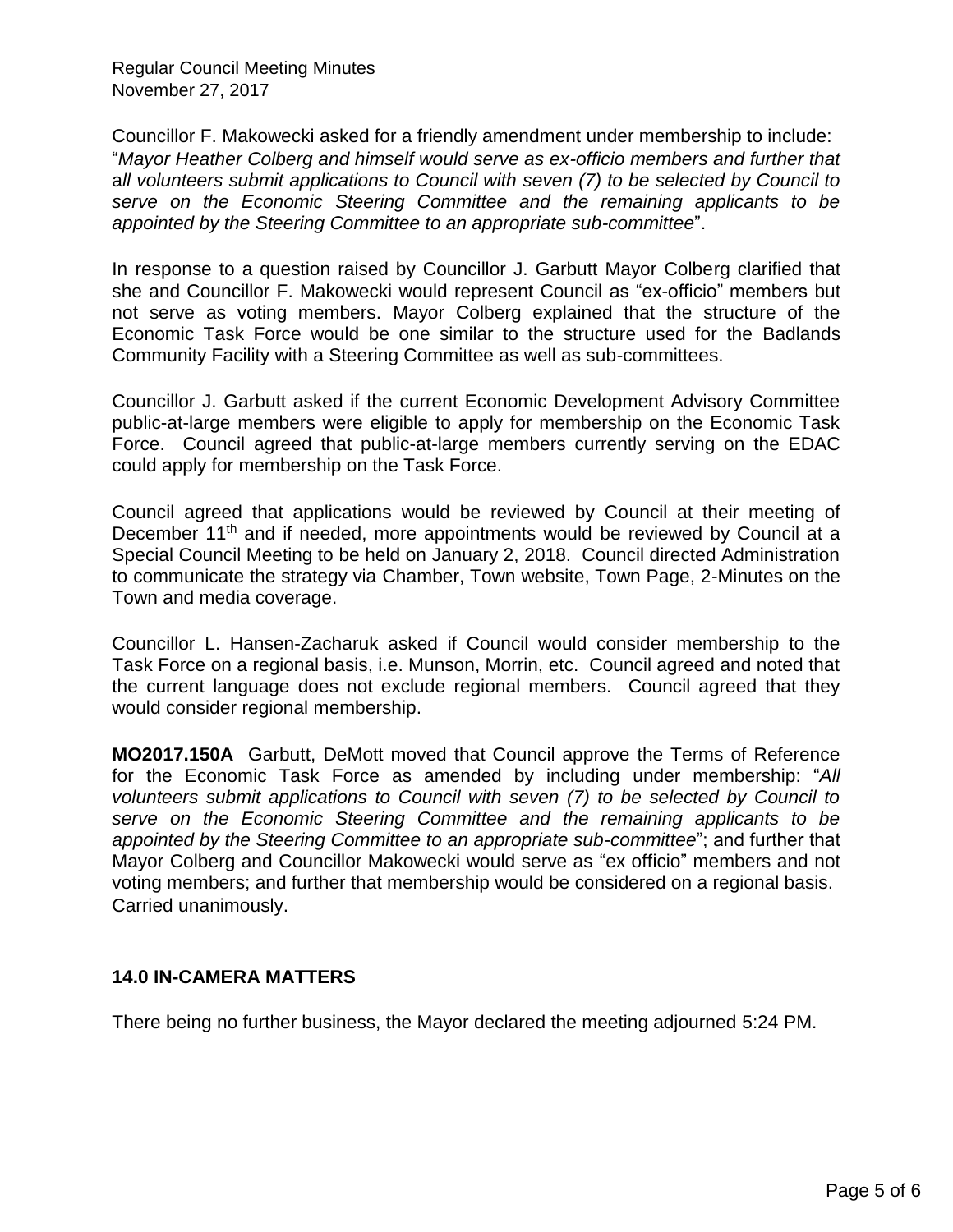Councillor F. Makowecki asked for a friendly amendment under membership to include: "*Mayor Heather Colberg and himself would serve as ex-officio members and further that all volunteers submit applications to Council with seven (7) to be selected by Council to serve on the Economic Steering Committee and the remaining applicants to be appointed by the Steering Committee to an appropriate sub-committee*".

In response to a question raised by Councillor J. Garbutt Mayor Colberg clarified that she and Councillor F. Makowecki would represent Council as "ex-officio" members but not serve as voting members. Mayor Colberg explained that the structure of the Economic Task Force would be one similar to the structure used for the Badlands Community Facility with a Steering Committee as well as sub-committees.

Councillor J. Garbutt asked if the current Economic Development Advisory Committee public-at-large members were eligible to apply for membership on the Economic Task Force. Council agreed that public-at-large members currently serving on the EDAC could apply for membership on the Task Force.

Council agreed that applications would be reviewed by Council at their meeting of December 11th and if needed, more appointments would be reviewed by Council at a Special Council Meeting to be held on January 2, 2018. Council directed Administration to communicate the strategy via Chamber, Town website, Town Page, 2-Minutes on the Town and media coverage.

Councillor L. Hansen-Zacharuk asked if Council would consider membership to the Task Force on a regional basis, i.e. Munson, Morrin, etc. Council agreed and noted that the current language does not exclude regional members. Council agreed that they would consider regional membership.

**MO2017.150A** Garbutt, DeMott moved that Council approve the Terms of Reference for the Economic Task Force as amended by including under membership: "*All volunteers submit applications to Council with seven (7) to be selected by Council to serve on the Economic Steering Committee and the remaining applicants to be appointed by the Steering Committee to an appropriate sub-committee*"; and further that Mayor Colberg and Councillor Makowecki would serve as "ex officio" members and not voting members; and further that membership would be considered on a regional basis. Carried unanimously.

## 14.0 IN-CAMERA MATTERS

There being no further business, the Mayor declared the meeting adjourned 5:24 PM.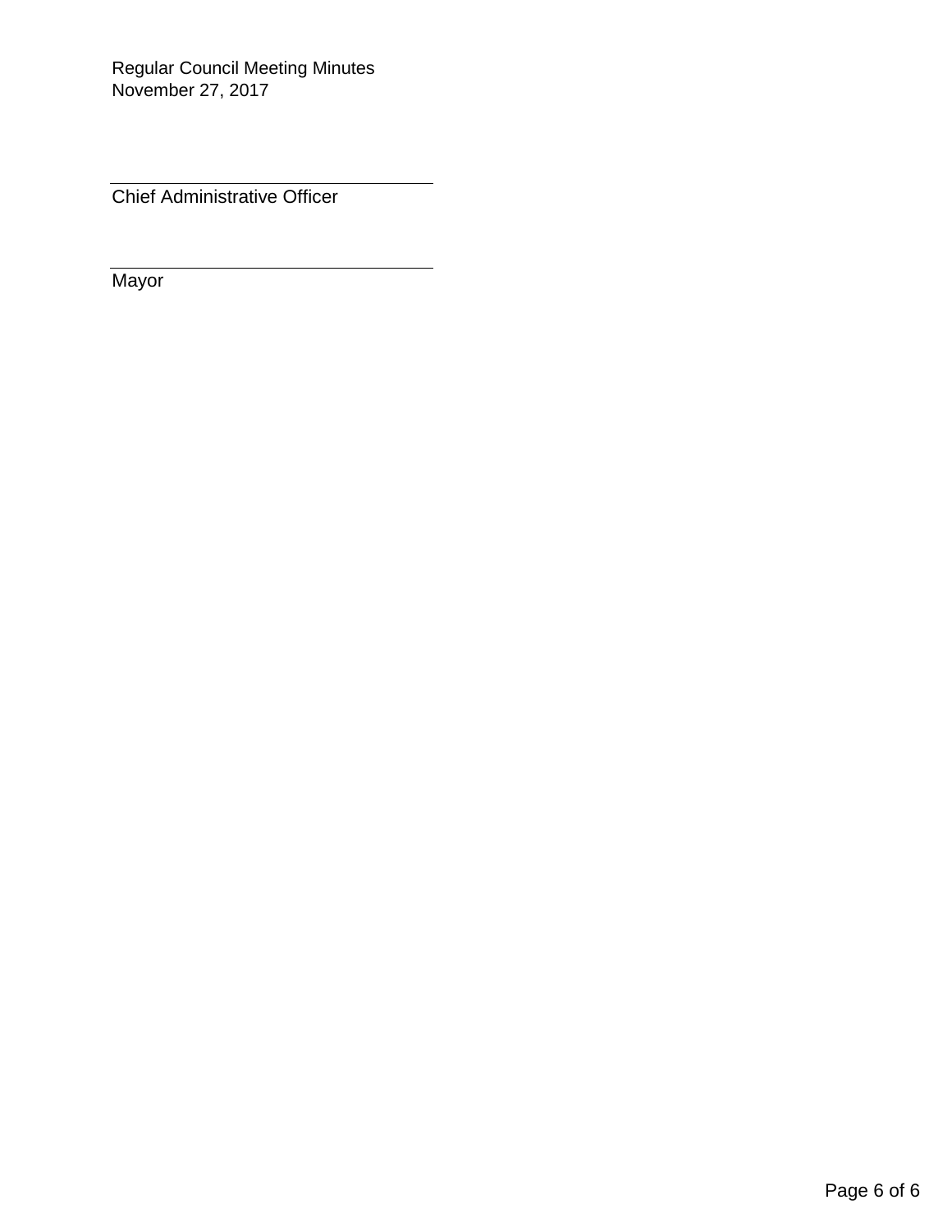\_\_\_\_\_\_\_\_\_\_\_\_\_\_\_\_\_\_\_\_\_\_\_\_\_\_\_\_\_\_\_\_\_\_\_\_\_\_\_\_

Chief Administrative Officer

\_\_\_\_\_\_\_\_\_\_\_\_\_\_\_\_\_\_\_\_\_\_\_\_\_\_\_\_\_\_\_\_\_\_\_\_\_\_\_\_

Mayor